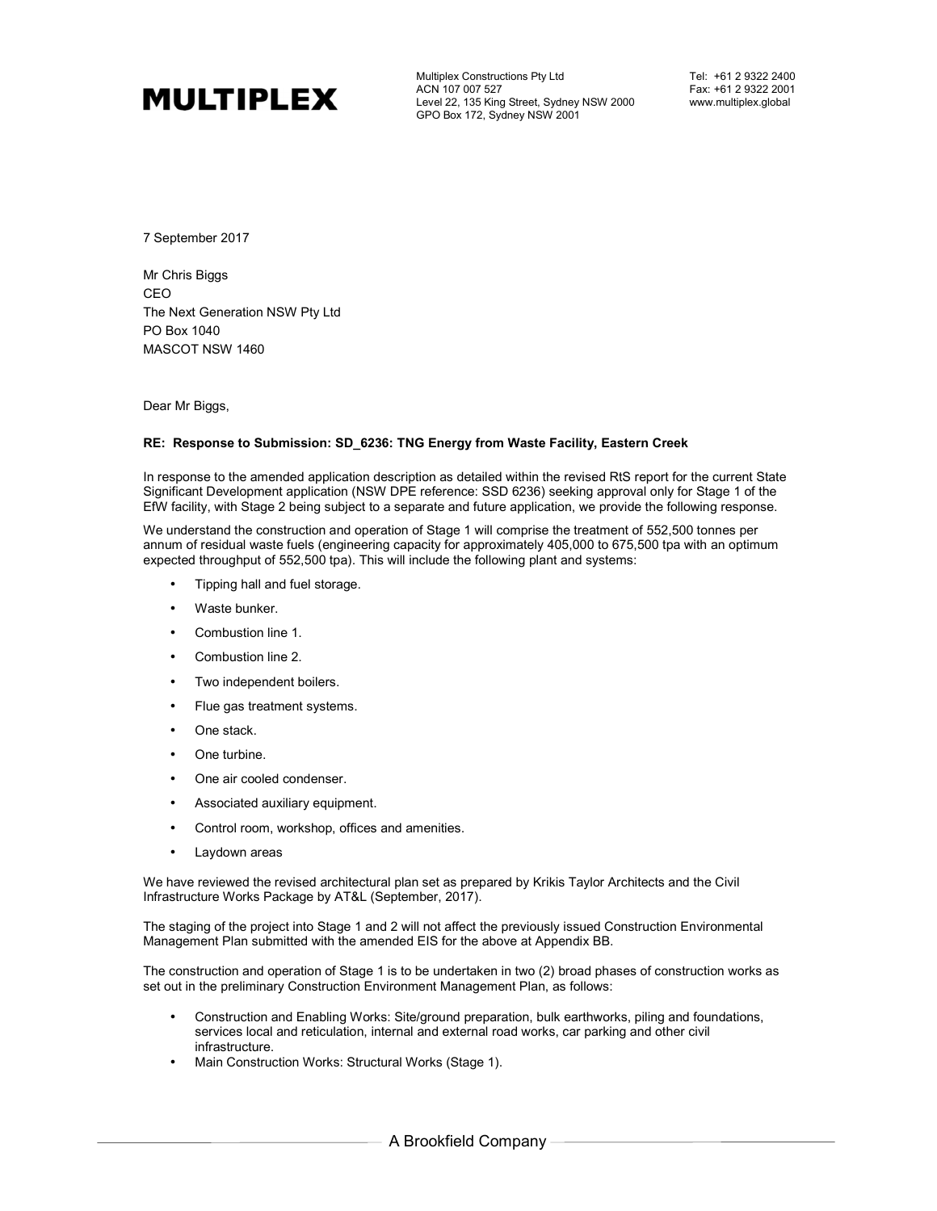**MULTIPLEX**

Multiplex Constructions Pty Ltd
ACN 107 007 527
Level 22, 135 King Street, Sydney NSW 2000
GPO Box 172, Sydney NSW 2001

Tel: +61 2 9322 2400
Fax: +61 2 9322 2001
www.multiplex.global

7 September 2017

Mr Chris Biggs
CEO
The Next Generation NSW Pty Ltd
PO Box 1040
MASCOT NSW 1460

Dear Mr Biggs,

**RE: Response to Submission: SD_6236: TNG Energy from Waste Facility, Eastern Creek**

In response to the amended application description as detailed within the revised RtS report for the current State Significant Development application (NSW DPE reference: SSD 6236) seeking approval only for Stage 1 of the EfW facility, with Stage 2 being subject to a separate and future application, we provide the following response.

We understand the construction and operation of Stage 1 will comprise the treatment of 552,500 tonnes per annum of residual waste fuels (engineering capacity for approximately 405,000 to 675,500 tpa with an optimum expected throughput of 552,500 tpa). This will include the following plant and systems:

- Tipping hall and fuel storage.
- Waste bunker.
- Combustion line 1.
- Combustion line 2.
- Two independent boilers.
- Flue gas treatment systems.
- One stack.
- One turbine.
- One air cooled condenser.
- Associated auxiliary equipment.
- Control room, workshop, offices and amenities.
- Laydown areas

We have reviewed the revised architectural plan set as prepared by Krikis Taylor Architects and the Civil Infrastructure Works Package by AT&L (September, 2017).

The staging of the project into Stage 1 and 2 will not affect the previously issued Construction Environmental Management Plan submitted with the amended EIS for the above at Appendix BB.

The construction and operation of Stage 1 is to be undertaken in two (2) broad phases of construction works as set out in the preliminary Construction Environment Management Plan, as follows:

- Construction and Enabling Works: Site/ground preparation, bulk earthworks, piling and foundations, services local and reticulation, internal and external road works, car parking and other civil infrastructure.
- Main Construction Works: Structural Works (Stage 1).

A Brookfield Company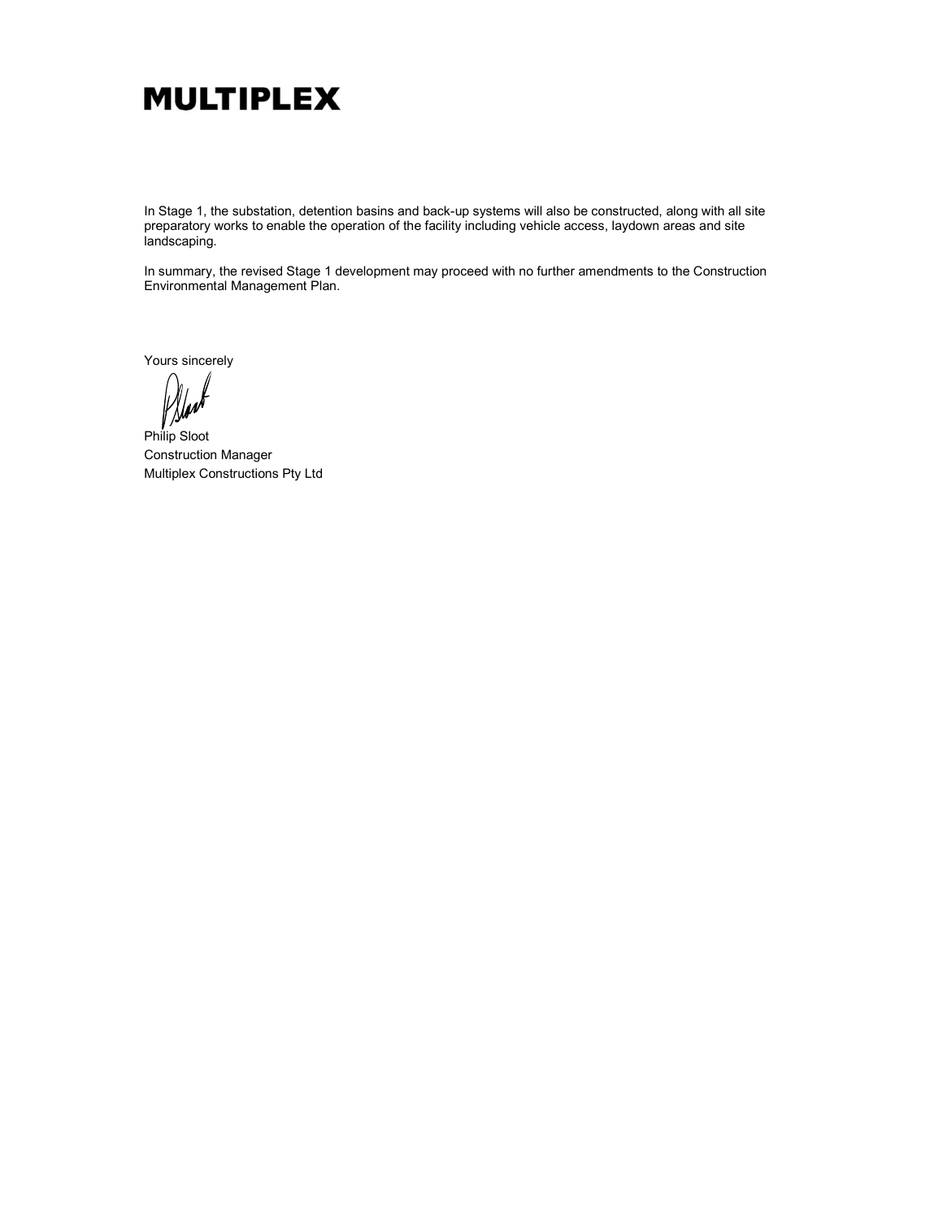**MULTIPLEX**

In Stage 1, the substation, detention basins and back-up systems will also be constructed, along with all site preparatory works to enable the operation of the facility including vehicle access, laydown areas and site landscaping.

In summary, the revised Stage 1 development may proceed with no further amendments to the Construction Environmental Management Plan.

Yours sincerely

Philip Sloot
Construction Manager
Multiplex Constructions Pty Ltd